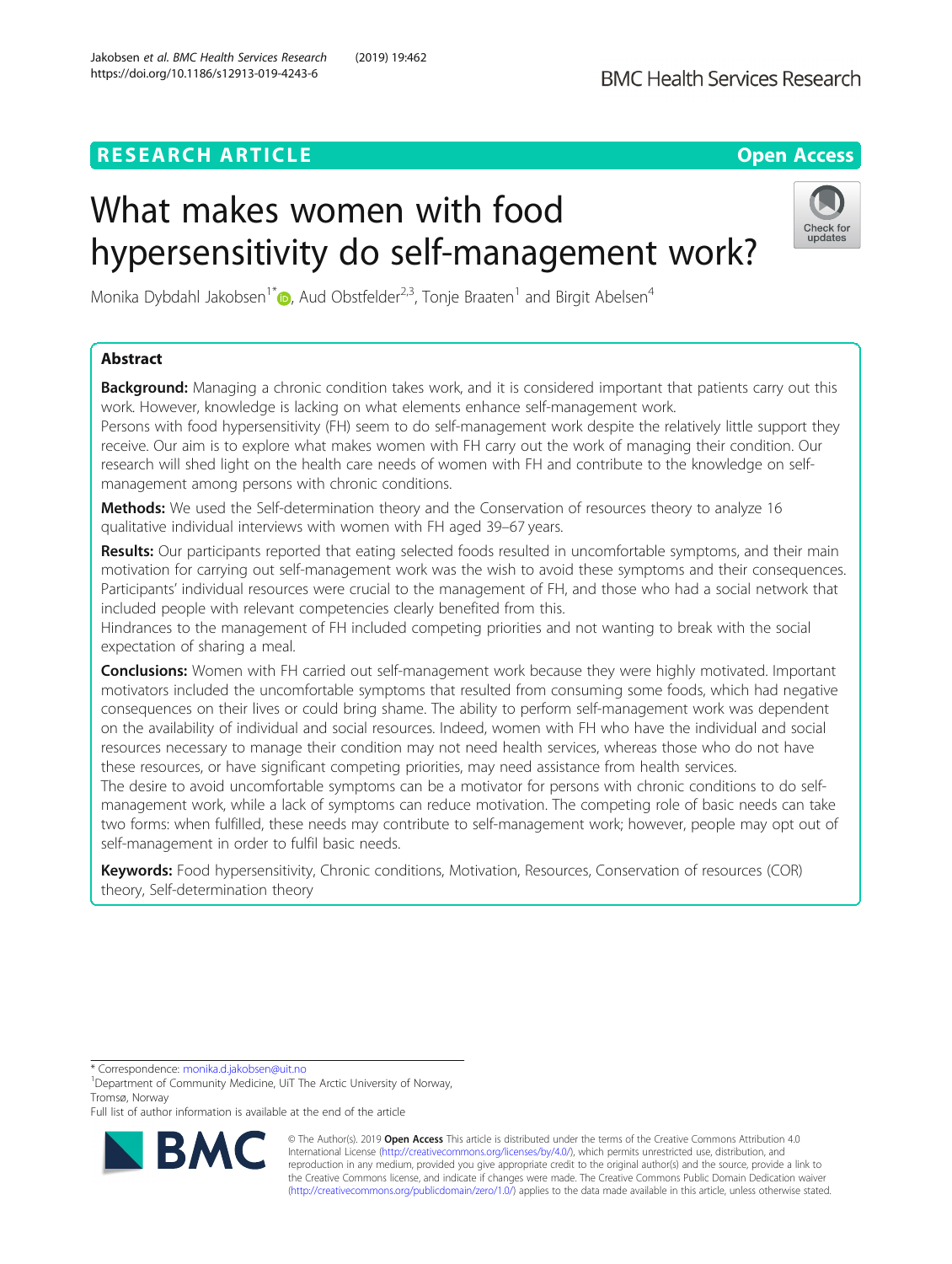RESEARCH ARTICLE

Open Access

# What makes women with food hypersensitivity do self-management work?

Monika Dybdahl Jakobsen[1*], Aud Obstfelder[2,3], Tonje Braaten[1] and Birgit Abelsen[4]

## Abstract

**Background:** Managing a chronic condition takes work, and it is considered important that patients carry out this work. However, knowledge is lacking on what elements enhance self-management work.

Persons with food hypersensitivity (FH) seem to do self-management work despite the relatively little support they receive. Our aim is to explore what makes women with FH carry out the work of managing their condition. Our research will shed light on the health care needs of women with FH and contribute to the knowledge on self-management among persons with chronic conditions.

**Methods:** We used the Self-determination theory and the Conservation of resources theory to analyze 16 qualitative individual interviews with women with FH aged 39–67 years.

**Results:** Our participants reported that eating selected foods resulted in uncomfortable symptoms, and their main motivation for carrying out self-management work was the wish to avoid these symptoms and their consequences. Participants' individual resources were crucial to the management of FH, and those who had a social network that included people with relevant competencies clearly benefited from this.

Hindrances to the management of FH included competing priorities and not wanting to break with the social expectation of sharing a meal.

**Conclusions:** Women with FH carried out self-management work because they were highly motivated. Important motivators included the uncomfortable symptoms that resulted from consuming some foods, which had negative consequences on their lives or could bring shame. The ability to perform self-management work was dependent on the availability of individual and social resources. Indeed, women with FH who have the individual and social resources necessary to manage their condition may not need health services, whereas those who do not have these resources, or have significant competing priorities, may need assistance from health services.

The desire to avoid uncomfortable symptoms can be a motivator for persons with chronic conditions to do self-management work, while a lack of symptoms can reduce motivation. The competing role of basic needs can take two forms: when fulfilled, these needs may contribute to self-management work; however, people may opt out of self-management in order to fulfil basic needs.

**Keywords:** Food hypersensitivity, Chronic conditions, Motivation, Resources, Conservation of resources (COR) theory, Self-determination theory

* Correspondence: monika.d.jakobsen@uit.no
[1]Department of Community Medicine, UiT The Arctic University of Norway, Tromsø, Norway
Full list of author information is available at the end of the article

© The Author(s). 2019 **Open Access** This article is distributed under the terms of the Creative Commons Attribution 4.0 International License (http://creativecommons.org/licenses/by/4.0/), which permits unrestricted use, distribution, and reproduction in any medium, provided you give appropriate credit to the original author(s) and the source, provide a link to the Creative Commons license, and indicate if changes were made. The Creative Commons Public Domain Dedication waiver (http://creativecommons.org/publicdomain/zero/1.0/) applies to the data made available in this article, unless otherwise stated.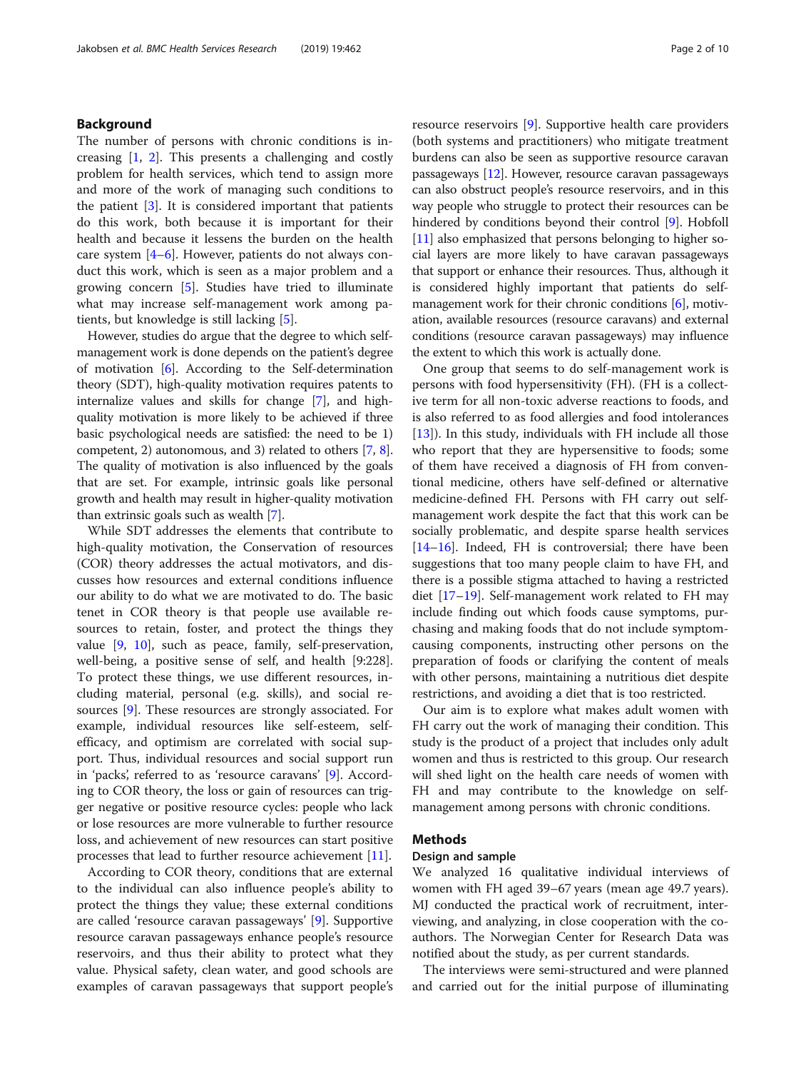## Background

The number of persons with chronic conditions is increasing [1, 2]. This presents a challenging and costly problem for health services, which tend to assign more and more of the work of managing such conditions to the patient [3]. It is considered important that patients do this work, both because it is important for their health and because it lessens the burden on the health care system [4–6]. However, patients do not always conduct this work, which is seen as a major problem and a growing concern [5]. Studies have tried to illuminate what may increase self-management work among patients, but knowledge is still lacking [5].

However, studies do argue that the degree to which self-management work is done depends on the patient's degree of motivation [6]. According to the Self-determination theory (SDT), high-quality motivation requires patents to internalize values and skills for change [7], and high-quality motivation is more likely to be achieved if three basic psychological needs are satisfied: the need to be 1) competent, 2) autonomous, and 3) related to others [7, 8]. The quality of motivation is also influenced by the goals that are set. For example, intrinsic goals like personal growth and health may result in higher-quality motivation than extrinsic goals such as wealth [7].

While SDT addresses the elements that contribute to high-quality motivation, the Conservation of resources (COR) theory addresses the actual motivators, and discusses how resources and external conditions influence our ability to do what we are motivated to do. The basic tenet in COR theory is that people use available resources to retain, foster, and protect the things they value [9, 10], such as peace, family, self-preservation, well-being, a positive sense of self, and health [9:228]. To protect these things, we use different resources, including material, personal (e.g. skills), and social resources [9]. These resources are strongly associated. For example, individual resources like self-esteem, self-efficacy, and optimism are correlated with social support. Thus, individual resources and social support run in 'packs', referred to as 'resource caravans' [9]. According to COR theory, the loss or gain of resources can trigger negative or positive resource cycles: people who lack or lose resources are more vulnerable to further resource loss, and achievement of new resources can start positive processes that lead to further resource achievement [11].

According to COR theory, conditions that are external to the individual can also influence people's ability to protect the things they value; these external conditions are called 'resource caravan passageways' [9]. Supportive resource caravan passageways enhance people's resource reservoirs, and thus their ability to protect what they value. Physical safety, clean water, and good schools are examples of caravan passageways that support people's resource reservoirs [9]. Supportive health care providers (both systems and practitioners) who mitigate treatment burdens can also be seen as supportive resource caravan passageways [12]. However, resource caravan passageways can also obstruct people's resource reservoirs, and in this way people who struggle to protect their resources can be hindered by conditions beyond their control [9]. Hobfoll [11] also emphasized that persons belonging to higher social layers are more likely to have caravan passageways that support or enhance their resources. Thus, although it is considered highly important that patients do self-management work for their chronic conditions [6], motivation, available resources (resource caravans) and external conditions (resource caravan passageways) may influence the extent to which this work is actually done.

One group that seems to do self-management work is persons with food hypersensitivity (FH). (FH is a collective term for all non-toxic adverse reactions to foods, and is also referred to as food allergies and food intolerances [13]). In this study, individuals with FH include all those who report that they are hypersensitive to foods; some of them have received a diagnosis of FH from conventional medicine, others have self-defined or alternative medicine-defined FH. Persons with FH carry out self-management work despite the fact that this work can be socially problematic, and despite sparse health services [14–16]. Indeed, FH is controversial; there have been suggestions that too many people claim to have FH, and there is a possible stigma attached to having a restricted diet [17–19]. Self-management work related to FH may include finding out which foods cause symptoms, purchasing and making foods that do not include symptom-causing components, instructing other persons on the preparation of foods or clarifying the content of meals with other persons, maintaining a nutritious diet despite restrictions, and avoiding a diet that is too restricted.

Our aim is to explore what makes adult women with FH carry out the work of managing their condition. This study is the product of a project that includes only adult women and thus is restricted to this group. Our research will shed light on the health care needs of women with FH and may contribute to the knowledge on self-management among persons with chronic conditions.

## Methods

### Design and sample

We analyzed 16 qualitative individual interviews of women with FH aged 39–67 years (mean age 49.7 years). MJ conducted the practical work of recruitment, interviewing, and analyzing, in close cooperation with the co-authors. The Norwegian Center for Research Data was notified about the study, as per current standards.

The interviews were semi-structured and were planned and carried out for the initial purpose of illuminating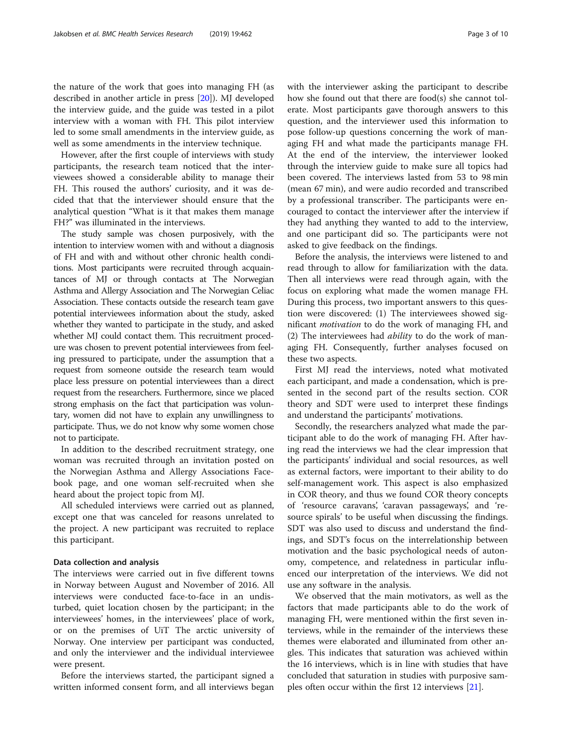the nature of the work that goes into managing FH (as described in another article in press [20]). MJ developed the interview guide, and the guide was tested in a pilot interview with a woman with FH. This pilot interview led to some small amendments in the interview guide, as well as some amendments in the interview technique.

However, after the first couple of interviews with study participants, the research team noticed that the interviewees showed a considerable ability to manage their FH. This roused the authors' curiosity, and it was decided that that the interviewer should ensure that the analytical question "What is it that makes them manage FH?" was illuminated in the interviews.

The study sample was chosen purposively, with the intention to interview women with and without a diagnosis of FH and with and without other chronic health conditions. Most participants were recruited through acquaintances of MJ or through contacts at The Norwegian Asthma and Allergy Association and The Norwegian Celiac Association. These contacts outside the research team gave potential interviewees information about the study, asked whether they wanted to participate in the study, and asked whether MJ could contact them. This recruitment procedure was chosen to prevent potential interviewees from feeling pressured to participate, under the assumption that a request from someone outside the research team would place less pressure on potential interviewees than a direct request from the researchers. Furthermore, since we placed strong emphasis on the fact that participation was voluntary, women did not have to explain any unwillingness to participate. Thus, we do not know why some women chose not to participate.

In addition to the described recruitment strategy, one woman was recruited through an invitation posted on the Norwegian Asthma and Allergy Associations Facebook page, and one woman self-recruited when she heard about the project topic from MJ.

All scheduled interviews were carried out as planned, except one that was canceled for reasons unrelated to the project. A new participant was recruited to replace this participant.

### Data collection and analysis

The interviews were carried out in five different towns in Norway between August and November of 2016. All interviews were conducted face-to-face in an undisturbed, quiet location chosen by the participant; in the interviewees' homes, in the interviewees' place of work, or on the premises of UiT The arctic university of Norway. One interview per participant was conducted, and only the interviewer and the individual interviewee were present.

Before the interviews started, the participant signed a written informed consent form, and all interviews began with the interviewer asking the participant to describe how she found out that there are food(s) she cannot tolerate. Most participants gave thorough answers to this question, and the interviewer used this information to pose follow-up questions concerning the work of managing FH and what made the participants manage FH. At the end of the interview, the interviewer looked through the interview guide to make sure all topics had been covered. The interviews lasted from 53 to 98 min (mean 67 min), and were audio recorded and transcribed by a professional transcriber. The participants were encouraged to contact the interviewer after the interview if they had anything they wanted to add to the interview, and one participant did so. The participants were not asked to give feedback on the findings.

Before the analysis, the interviews were listened to and read through to allow for familiarization with the data. Then all interviews were read through again, with the focus on exploring what made the women manage FH. During this process, two important answers to this question were discovered: (1) The interviewees showed significant *motivation* to do the work of managing FH, and (2) The interviewees had *ability* to do the work of managing FH. Consequently, further analyses focused on these two aspects.

First MJ read the interviews, noted what motivated each participant, and made a condensation, which is presented in the second part of the results section. COR theory and SDT were used to interpret these findings and understand the participants' motivations.

Secondly, the researchers analyzed what made the participant able to do the work of managing FH. After having read the interviews we had the clear impression that the participants' individual and social resources, as well as external factors, were important to their ability to do self-management work. This aspect is also emphasized in COR theory, and thus we found COR theory concepts of 'resource caravans', 'caravan passageways', and 'resource spirals' to be useful when discussing the findings. SDT was also used to discuss and understand the findings, and SDT's focus on the interrelationship between motivation and the basic psychological needs of autonomy, competence, and relatedness in particular influenced our interpretation of the interviews. We did not use any software in the analysis.

We observed that the main motivators, as well as the factors that made participants able to do the work of managing FH, were mentioned within the first seven interviews, while in the remainder of the interviews these themes were elaborated and illuminated from other angles. This indicates that saturation was achieved within the 16 interviews, which is in line with studies that have concluded that saturation in studies with purposive samples often occur within the first 12 interviews [21].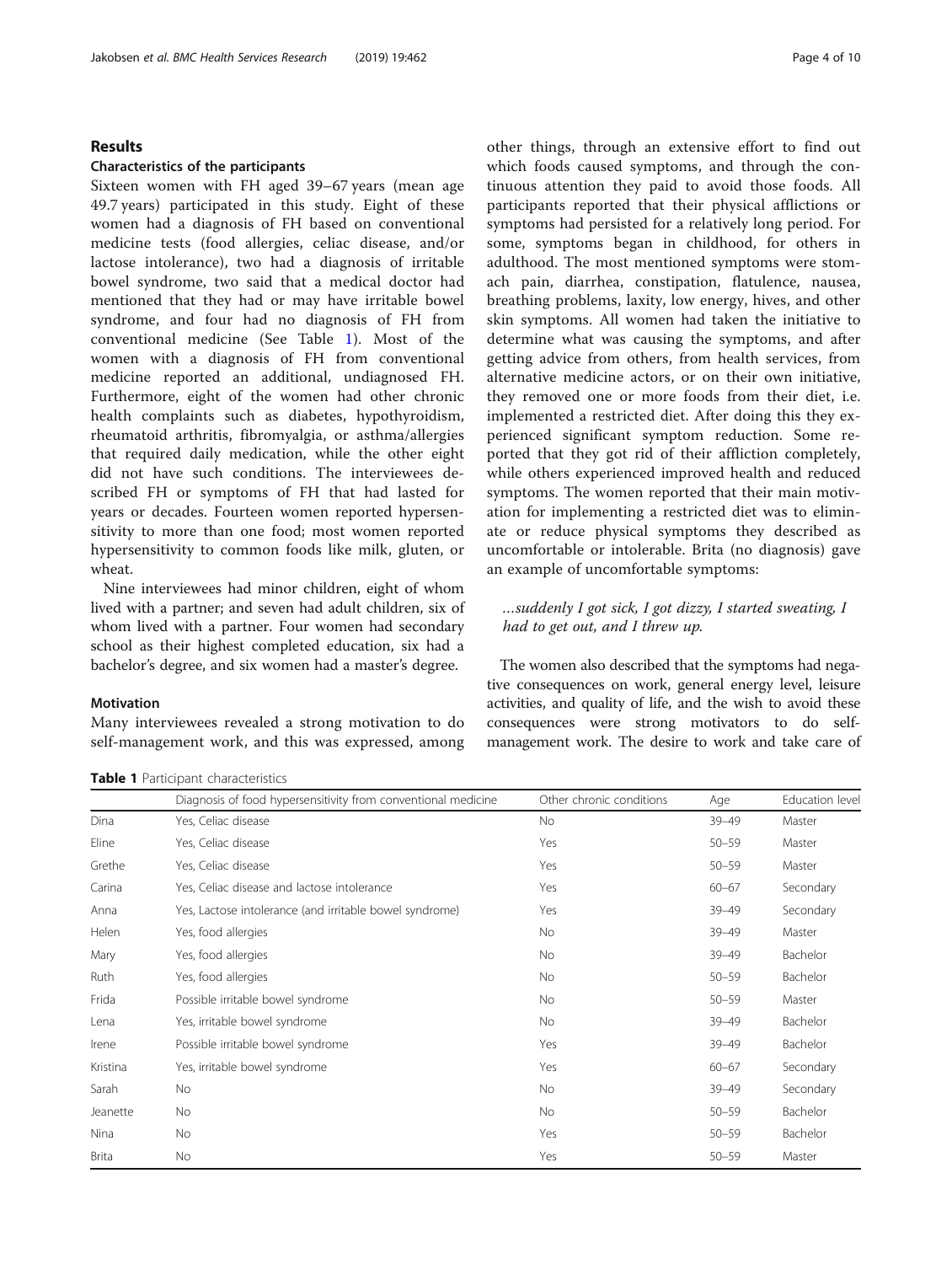## Results

### Characteristics of the participants

Sixteen women with FH aged 39–67 years (mean age 49.7 years) participated in this study. Eight of these women had a diagnosis of FH based on conventional medicine tests (food allergies, celiac disease, and/or lactose intolerance), two had a diagnosis of irritable bowel syndrome, two said that a medical doctor had mentioned that they had or may have irritable bowel syndrome, and four had no diagnosis of FH from conventional medicine (See Table 1). Most of the women with a diagnosis of FH from conventional medicine reported an additional, undiagnosed FH. Furthermore, eight of the women had other chronic health complaints such as diabetes, hypothyroidism, rheumatoid arthritis, fibromyalgia, or asthma/allergies that required daily medication, while the other eight did not have such conditions. The interviewees described FH or symptoms of FH that had lasted for years or decades. Fourteen women reported hypersensitivity to more than one food; most women reported hypersensitivity to common foods like milk, gluten, or wheat.

Nine interviewees had minor children, eight of whom lived with a partner; and seven had adult children, six of whom lived with a partner. Four women had secondary school as their highest completed education, six had a bachelor's degree, and six women had a master's degree.

### Motivation

Many interviewees revealed a strong motivation to do self-management work, and this was expressed, among other things, through an extensive effort to find out which foods caused symptoms, and through the continuous attention they paid to avoid those foods. All participants reported that their physical afflictions or symptoms had persisted for a relatively long period. For some, symptoms began in childhood, for others in adulthood. The most mentioned symptoms were stomach pain, diarrhea, constipation, flatulence, nausea, breathing problems, laxity, low energy, hives, and other skin symptoms. All women had taken the initiative to determine what was causing the symptoms, and after getting advice from others, from health services, from alternative medicine actors, or on their own initiative, they removed one or more foods from their diet, i.e. implemented a restricted diet. After doing this they experienced significant symptom reduction. Some reported that they got rid of their affliction completely, while others experienced improved health and reduced symptoms. The women reported that their main motivation for implementing a restricted diet was to eliminate or reduce physical symptoms they described as uncomfortable or intolerable. Brita (no diagnosis) gave an example of uncomfortable symptoms:

> *…suddenly I got sick, I got dizzy, I started sweating, I had to get out, and I threw up.*

The women also described that the symptoms had negative consequences on work, general energy level, leisure activities, and quality of life, and the wish to avoid these consequences were strong motivators to do self-management work. The desire to work and take care of

**Table 1** Participant characteristics

| | Diagnosis of food hypersensitivity from conventional medicine | Other chronic conditions | Age | Education level |
|---|---|---|---|---|
| Dina | Yes, Celiac disease | No | 39–49 | Master |
| Eline | Yes, Celiac disease | Yes | 50–59 | Master |
| Grethe | Yes, Celiac disease | Yes | 50–59 | Master |
| Carina | Yes, Celiac disease and lactose intolerance | Yes | 60–67 | Secondary |
| Anna | Yes, Lactose intolerance (and irritable bowel syndrome) | Yes | 39–49 | Secondary |
| Helen | Yes, food allergies | No | 39–49 | Master |
| Mary | Yes, food allergies | No | 39–49 | Bachelor |
| Ruth | Yes, food allergies | No | 50–59 | Bachelor |
| Frida | Possible irritable bowel syndrome | No | 50–59 | Master |
| Lena | Yes, irritable bowel syndrome | No | 39–49 | Bachelor |
| Irene | Possible irritable bowel syndrome | Yes | 39–49 | Bachelor |
| Kristina | Yes, irritable bowel syndrome | Yes | 60–67 | Secondary |
| Sarah | No | No | 39–49 | Secondary |
| Jeanette | No | No | 50–59 | Bachelor |
| Nina | No | Yes | 50–59 | Bachelor |
| Brita | No | Yes | 50–59 | Master |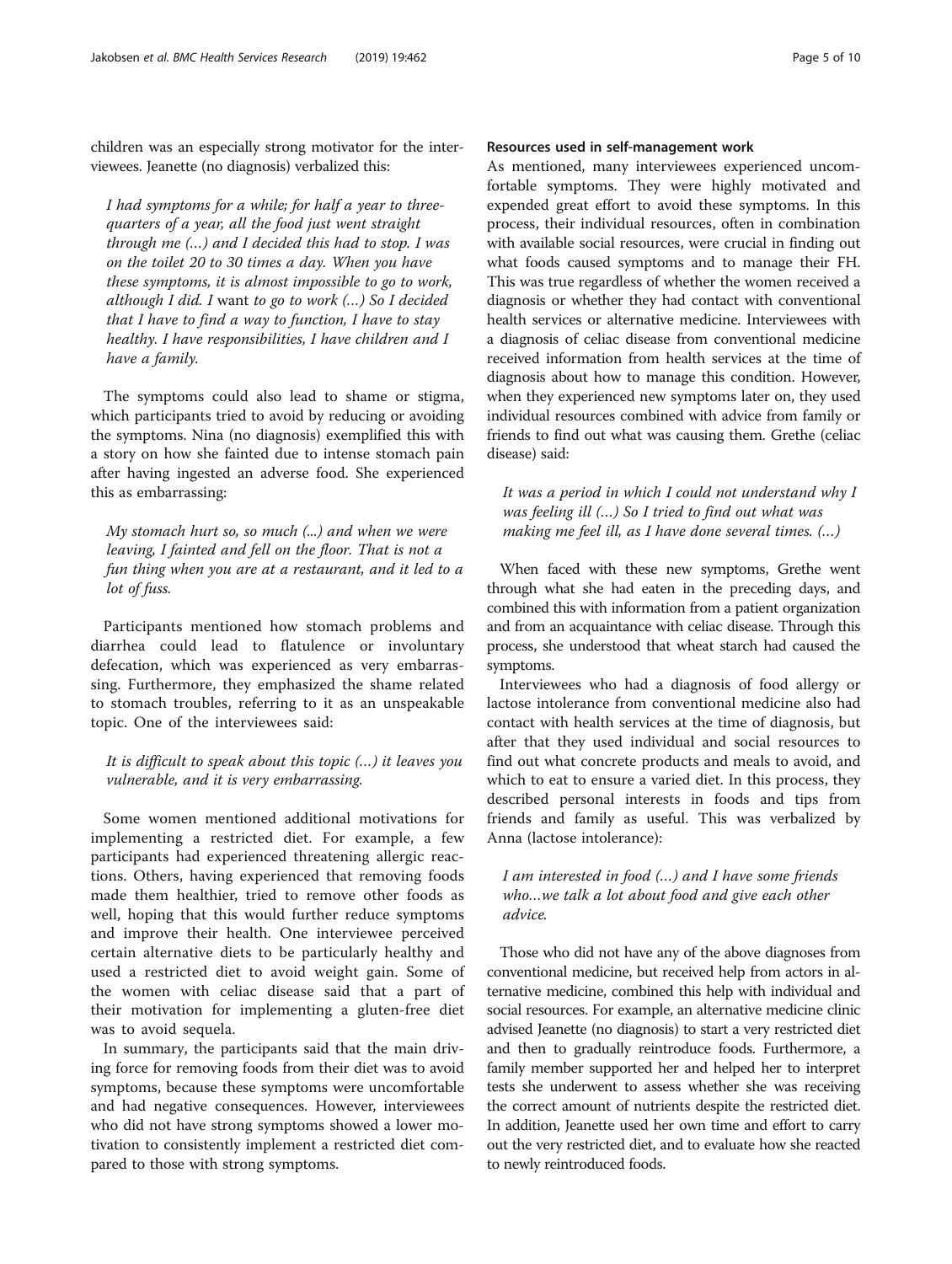children was an especially strong motivator for the interviewees. Jeanette (no diagnosis) verbalized this:

> *I had symptoms for a while; for half a year to three-quarters of a year, all the food just went straight through me (…) and I decided this had to stop. I was on the toilet 20 to 30 times a day. When you have these symptoms, it is almost impossible to go to work, although I did. I* want *to go to work (…) So I decided that I have to find a way to function, I have to stay healthy. I have responsibilities, I have children and I have a family.*

The symptoms could also lead to shame or stigma, which participants tried to avoid by reducing or avoiding the symptoms. Nina (no diagnosis) exemplified this with a story on how she fainted due to intense stomach pain after having ingested an adverse food. She experienced this as embarrassing:

> *My stomach hurt so, so much (...) and when we were leaving, I fainted and fell on the floor. That is not a fun thing when you are at a restaurant, and it led to a lot of fuss.*

Participants mentioned how stomach problems and diarrhea could lead to flatulence or involuntary defecation, which was experienced as very embarrassing. Furthermore, they emphasized the shame related to stomach troubles, referring to it as an unspeakable topic. One of the interviewees said:

> *It is difficult to speak about this topic (…) it leaves you vulnerable, and it is very embarrassing.*

Some women mentioned additional motivations for implementing a restricted diet. For example, a few participants had experienced threatening allergic reactions. Others, having experienced that removing foods made them healthier, tried to remove other foods as well, hoping that this would further reduce symptoms and improve their health. One interviewee perceived certain alternative diets to be particularly healthy and used a restricted diet to avoid weight gain. Some of the women with celiac disease said that a part of their motivation for implementing a gluten-free diet was to avoid sequela.

In summary, the participants said that the main driving force for removing foods from their diet was to avoid symptoms, because these symptoms were uncomfortable and had negative consequences. However, interviewees who did not have strong symptoms showed a lower motivation to consistently implement a restricted diet compared to those with strong symptoms.

#### Resources used in self-management work

As mentioned, many interviewees experienced uncomfortable symptoms. They were highly motivated and expended great effort to avoid these symptoms. In this process, their individual resources, often in combination with available social resources, were crucial in finding out what foods caused symptoms and to manage their FH. This was true regardless of whether the women received a diagnosis or whether they had contact with conventional health services or alternative medicine. Interviewees with a diagnosis of celiac disease from conventional medicine received information from health services at the time of diagnosis about how to manage this condition. However, when they experienced new symptoms later on, they used individual resources combined with advice from family or friends to find out what was causing them. Grethe (celiac disease) said:

> *It was a period in which I could not understand why I was feeling ill (…) So I tried to find out what was making me feel ill, as I have done several times. (…)*

When faced with these new symptoms, Grethe went through what she had eaten in the preceding days, and combined this with information from a patient organization and from an acquaintance with celiac disease. Through this process, she understood that wheat starch had caused the symptoms.

Interviewees who had a diagnosis of food allergy or lactose intolerance from conventional medicine also had contact with health services at the time of diagnosis, but after that they used individual and social resources to find out what concrete products and meals to avoid, and which to eat to ensure a varied diet. In this process, they described personal interests in foods and tips from friends and family as useful. This was verbalized by Anna (lactose intolerance):

> *I am interested in food (…) and I have some friends who…we talk a lot about food and give each other advice.*

Those who did not have any of the above diagnoses from conventional medicine, but received help from actors in alternative medicine, combined this help with individual and social resources. For example, an alternative medicine clinic advised Jeanette (no diagnosis) to start a very restricted diet and then to gradually reintroduce foods. Furthermore, a family member supported her and helped her to interpret tests she underwent to assess whether she was receiving the correct amount of nutrients despite the restricted diet. In addition, Jeanette used her own time and effort to carry out the very restricted diet, and to evaluate how she reacted to newly reintroduced foods.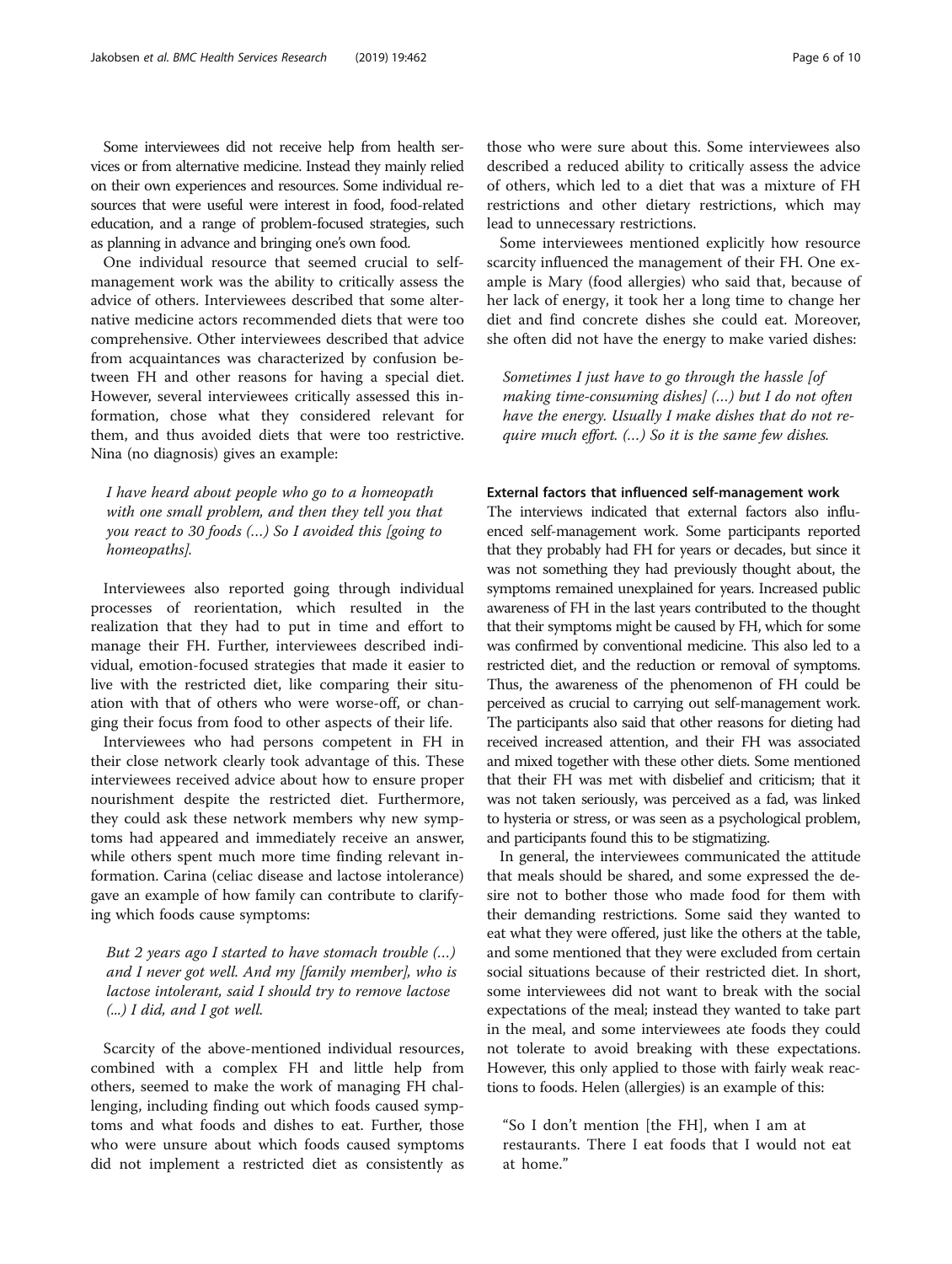Some interviewees did not receive help from health services or from alternative medicine. Instead they mainly relied on their own experiences and resources. Some individual resources that were useful were interest in food, food-related education, and a range of problem-focused strategies, such as planning in advance and bringing one's own food.

One individual resource that seemed crucial to self-management work was the ability to critically assess the advice of others. Interviewees described that some alternative medicine actors recommended diets that were too comprehensive. Other interviewees described that advice from acquaintances was characterized by confusion between FH and other reasons for having a special diet. However, several interviewees critically assessed this information, chose what they considered relevant for them, and thus avoided diets that were too restrictive. Nina (no diagnosis) gives an example:

> *I have heard about people who go to a homeopath with one small problem, and then they tell you that you react to 30 foods (…) So I avoided this [going to homeopaths].*

Interviewees also reported going through individual processes of reorientation, which resulted in the realization that they had to put in time and effort to manage their FH. Further, interviewees described individual, emotion-focused strategies that made it easier to live with the restricted diet, like comparing their situation with that of others who were worse-off, or changing their focus from food to other aspects of their life.

Interviewees who had persons competent in FH in their close network clearly took advantage of this. These interviewees received advice about how to ensure proper nourishment despite the restricted diet. Furthermore, they could ask these network members why new symptoms had appeared and immediately receive an answer, while others spent much more time finding relevant information. Carina (celiac disease and lactose intolerance) gave an example of how family can contribute to clarifying which foods cause symptoms:

> *But 2 years ago I started to have stomach trouble (…) and I never got well. And my [family member], who is lactose intolerant, said I should try to remove lactose (...) I did, and I got well.*

Scarcity of the above-mentioned individual resources, combined with a complex FH and little help from others, seemed to make the work of managing FH challenging, including finding out which foods caused symptoms and what foods and dishes to eat. Further, those who were unsure about which foods caused symptoms did not implement a restricted diet as consistently as those who were sure about this. Some interviewees also described a reduced ability to critically assess the advice of others, which led to a diet that was a mixture of FH restrictions and other dietary restrictions, which may lead to unnecessary restrictions.

Some interviewees mentioned explicitly how resource scarcity influenced the management of their FH. One example is Mary (food allergies) who said that, because of her lack of energy, it took her a long time to change her diet and find concrete dishes she could eat. Moreover, she often did not have the energy to make varied dishes:

> *Sometimes I just have to go through the hassle [of making time-consuming dishes] (…) but I do not often have the energy. Usually I make dishes that do not require much effort. (…) So it is the same few dishes.*

#### External factors that influenced self-management work

The interviews indicated that external factors also influenced self-management work. Some participants reported that they probably had FH for years or decades, but since it was not something they had previously thought about, the symptoms remained unexplained for years. Increased public awareness of FH in the last years contributed to the thought that their symptoms might be caused by FH, which for some was confirmed by conventional medicine. This also led to a restricted diet, and the reduction or removal of symptoms. Thus, the awareness of the phenomenon of FH could be perceived as crucial to carrying out self-management work. The participants also said that other reasons for dieting had received increased attention, and their FH was associated and mixed together with these other diets. Some mentioned that their FH was met with disbelief and criticism; that it was not taken seriously, was perceived as a fad, was linked to hysteria or stress, or was seen as a psychological problem, and participants found this to be stigmatizing.

In general, the interviewees communicated the attitude that meals should be shared, and some expressed the desire not to bother those who made food for them with their demanding restrictions. Some said they wanted to eat what they were offered, just like the others at the table, and some mentioned that they were excluded from certain social situations because of their restricted diet. In short, some interviewees did not want to break with the social expectations of the meal; instead they wanted to take part in the meal, and some interviewees ate foods they could not tolerate to avoid breaking with these expectations. However, this only applied to those with fairly weak reactions to foods. Helen (allergies) is an example of this:

> "So I don't mention [the FH], when I am at restaurants. There I eat foods that I would not eat at home."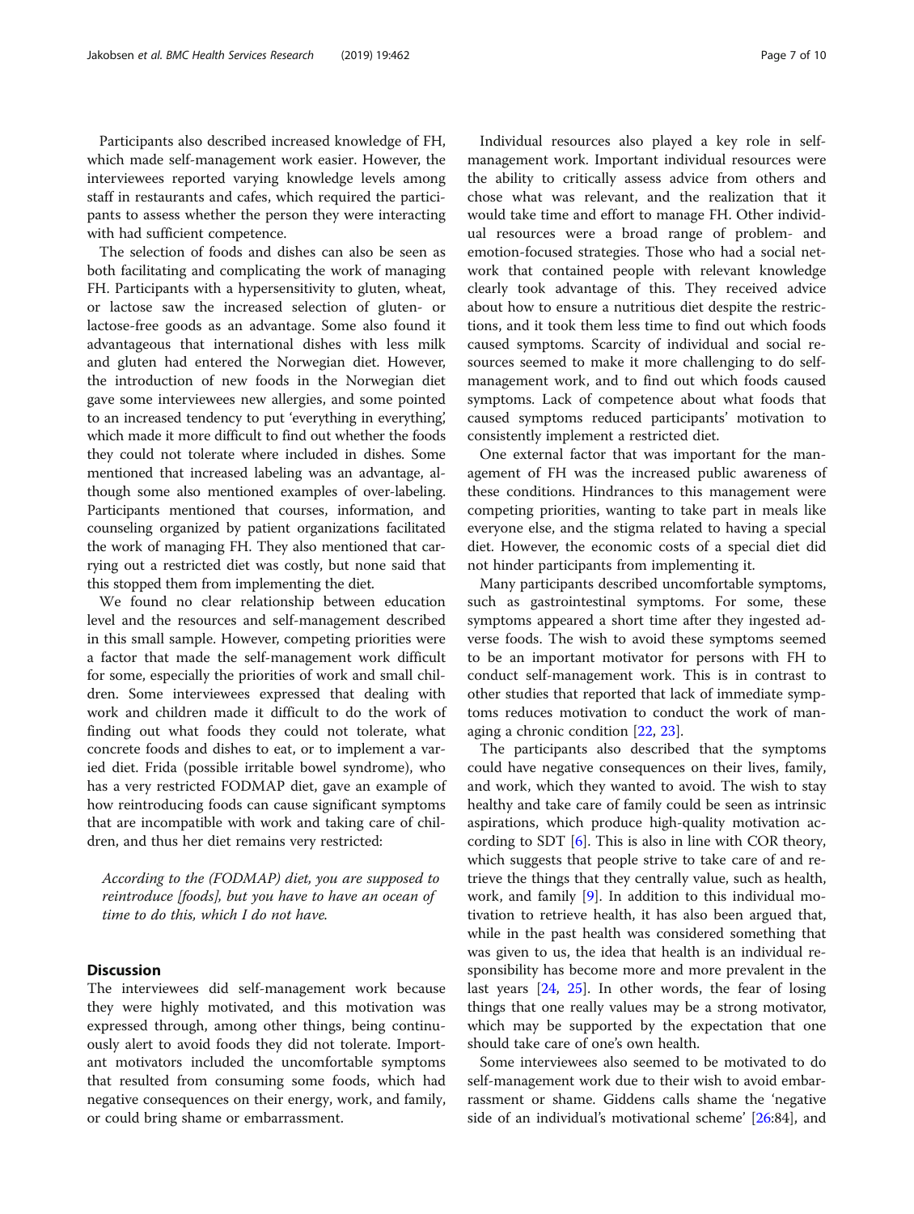Participants also described increased knowledge of FH, which made self-management work easier. However, the interviewees reported varying knowledge levels among staff in restaurants and cafes, which required the participants to assess whether the person they were interacting with had sufficient competence.

The selection of foods and dishes can also be seen as both facilitating and complicating the work of managing FH. Participants with a hypersensitivity to gluten, wheat, or lactose saw the increased selection of gluten- or lactose-free goods as an advantage. Some also found it advantageous that international dishes with less milk and gluten had entered the Norwegian diet. However, the introduction of new foods in the Norwegian diet gave some interviewees new allergies, and some pointed to an increased tendency to put 'everything in everything', which made it more difficult to find out whether the foods they could not tolerate where included in dishes. Some mentioned that increased labeling was an advantage, although some also mentioned examples of over-labeling. Participants mentioned that courses, information, and counseling organized by patient organizations facilitated the work of managing FH. They also mentioned that carrying out a restricted diet was costly, but none said that this stopped them from implementing the diet.

We found no clear relationship between education level and the resources and self-management described in this small sample. However, competing priorities were a factor that made the self-management work difficult for some, especially the priorities of work and small children. Some interviewees expressed that dealing with work and children made it difficult to do the work of finding out what foods they could not tolerate, what concrete foods and dishes to eat, or to implement a varied diet. Frida (possible irritable bowel syndrome), who has a very restricted FODMAP diet, gave an example of how reintroducing foods can cause significant symptoms that are incompatible with work and taking care of children, and thus her diet remains very restricted:

> *According to the (FODMAP) diet, you are supposed to reintroduce [foods], but you have to have an ocean of time to do this, which I do not have.*

## Discussion

The interviewees did self-management work because they were highly motivated, and this motivation was expressed through, among other things, being continuously alert to avoid foods they did not tolerate. Important motivators included the uncomfortable symptoms that resulted from consuming some foods, which had negative consequences on their energy, work, and family, or could bring shame or embarrassment.

Individual resources also played a key role in self-management work. Important individual resources were the ability to critically assess advice from others and chose what was relevant, and the realization that it would take time and effort to manage FH. Other individual resources were a broad range of problem- and emotion-focused strategies. Those who had a social network that contained people with relevant knowledge clearly took advantage of this. They received advice about how to ensure a nutritious diet despite the restrictions, and it took them less time to find out which foods caused symptoms. Scarcity of individual and social resources seemed to make it more challenging to do self-management work, and to find out which foods caused symptoms. Lack of competence about what foods that caused symptoms reduced participants' motivation to consistently implement a restricted diet.

One external factor that was important for the management of FH was the increased public awareness of these conditions. Hindrances to this management were competing priorities, wanting to take part in meals like everyone else, and the stigma related to having a special diet. However, the economic costs of a special diet did not hinder participants from implementing it.

Many participants described uncomfortable symptoms, such as gastrointestinal symptoms. For some, these symptoms appeared a short time after they ingested adverse foods. The wish to avoid these symptoms seemed to be an important motivator for persons with FH to conduct self-management work. This is in contrast to other studies that reported that lack of immediate symptoms reduces motivation to conduct the work of managing a chronic condition [22, 23].

The participants also described that the symptoms could have negative consequences on their lives, family, and work, which they wanted to avoid. The wish to stay healthy and take care of family could be seen as intrinsic aspirations, which produce high-quality motivation according to SDT [6]. This is also in line with COR theory, which suggests that people strive to take care of and retrieve the things that they centrally value, such as health, work, and family [9]. In addition to this individual motivation to retrieve health, it has also been argued that, while in the past health was considered something that was given to us, the idea that health is an individual responsibility has become more and more prevalent in the last years [24, 25]. In other words, the fear of losing things that one really values may be a strong motivator, which may be supported by the expectation that one should take care of one's own health.

Some interviewees also seemed to be motivated to do self-management work due to their wish to avoid embarrassment or shame. Giddens calls shame the 'negative side of an individual's motivational scheme' [26:84], and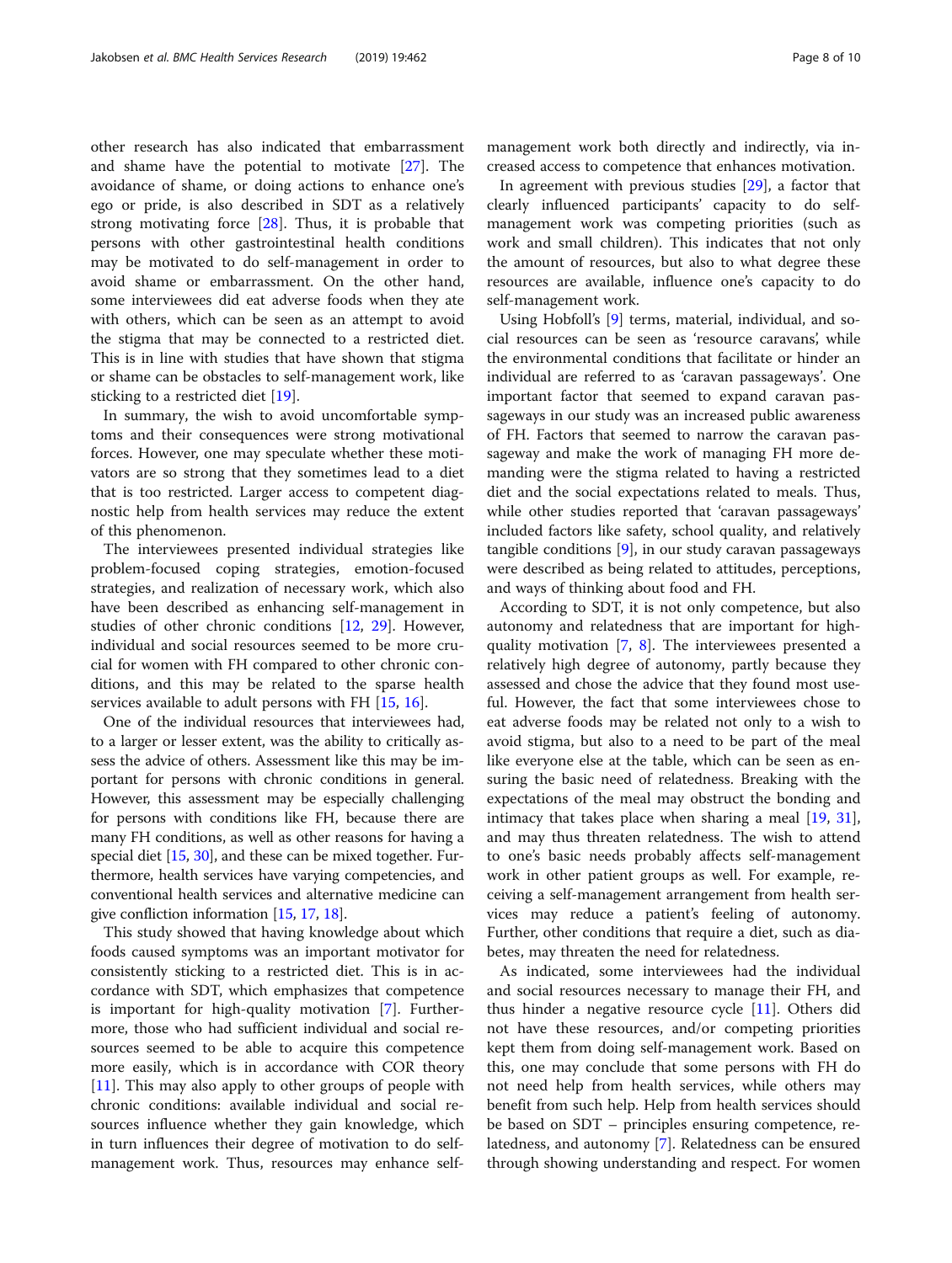other research has also indicated that embarrassment and shame have the potential to motivate [27]. The avoidance of shame, or doing actions to enhance one's ego or pride, is also described in SDT as a relatively strong motivating force [28]. Thus, it is probable that persons with other gastrointestinal health conditions may be motivated to do self-management in order to avoid shame or embarrassment. On the other hand, some interviewees did eat adverse foods when they ate with others, which can be seen as an attempt to avoid the stigma that may be connected to a restricted diet. This is in line with studies that have shown that stigma or shame can be obstacles to self-management work, like sticking to a restricted diet [19].

In summary, the wish to avoid uncomfortable symptoms and their consequences were strong motivational forces. However, one may speculate whether these motivators are so strong that they sometimes lead to a diet that is too restricted. Larger access to competent diagnostic help from health services may reduce the extent of this phenomenon.

The interviewees presented individual strategies like problem-focused coping strategies, emotion-focused strategies, and realization of necessary work, which also have been described as enhancing self-management in studies of other chronic conditions [12, 29]. However, individual and social resources seemed to be more crucial for women with FH compared to other chronic conditions, and this may be related to the sparse health services available to adult persons with FH [15, 16].

One of the individual resources that interviewees had, to a larger or lesser extent, was the ability to critically assess the advice of others. Assessment like this may be important for persons with chronic conditions in general. However, this assessment may be especially challenging for persons with conditions like FH, because there are many FH conditions, as well as other reasons for having a special diet [15, 30], and these can be mixed together. Furthermore, health services have varying competencies, and conventional health services and alternative medicine can give confliction information [15, 17, 18].

This study showed that having knowledge about which foods caused symptoms was an important motivator for consistently sticking to a restricted diet. This is in accordance with SDT, which emphasizes that competence is important for high-quality motivation [7]. Furthermore, those who had sufficient individual and social resources seemed to be able to acquire this competence more easily, which is in accordance with COR theory [11]. This may also apply to other groups of people with chronic conditions: available individual and social resources influence whether they gain knowledge, which in turn influences their degree of motivation to do self-management work. Thus, resources may enhance self-management work both directly and indirectly, via increased access to competence that enhances motivation.

In agreement with previous studies [29], a factor that clearly influenced participants' capacity to do self-management work was competing priorities (such as work and small children). This indicates that not only the amount of resources, but also to what degree these resources are available, influence one's capacity to do self-management work.

Using Hobfoll's [9] terms, material, individual, and social resources can be seen as 'resource caravans', while the environmental conditions that facilitate or hinder an individual are referred to as 'caravan passageways'. One important factor that seemed to expand caravan passageways in our study was an increased public awareness of FH. Factors that seemed to narrow the caravan passageway and make the work of managing FH more demanding were the stigma related to having a restricted diet and the social expectations related to meals. Thus, while other studies reported that 'caravan passageways' included factors like safety, school quality, and relatively tangible conditions [9], in our study caravan passageways were described as being related to attitudes, perceptions, and ways of thinking about food and FH.

According to SDT, it is not only competence, but also autonomy and relatedness that are important for high-quality motivation [7, 8]. The interviewees presented a relatively high degree of autonomy, partly because they assessed and chose the advice that they found most useful. However, the fact that some interviewees chose to eat adverse foods may be related not only to a wish to avoid stigma, but also to a need to be part of the meal like everyone else at the table, which can be seen as ensuring the basic need of relatedness. Breaking with the expectations of the meal may obstruct the bonding and intimacy that takes place when sharing a meal [19, 31], and may thus threaten relatedness. The wish to attend to one's basic needs probably affects self-management work in other patient groups as well. For example, receiving a self-management arrangement from health services may reduce a patient's feeling of autonomy. Further, other conditions that require a diet, such as diabetes, may threaten the need for relatedness.

As indicated, some interviewees had the individual and social resources necessary to manage their FH, and thus hinder a negative resource cycle [11]. Others did not have these resources, and/or competing priorities kept them from doing self-management work. Based on this, one may conclude that some persons with FH do not need help from health services, while others may benefit from such help. Help from health services should be based on SDT – principles ensuring competence, relatedness, and autonomy [7]. Relatedness can be ensured through showing understanding and respect. For women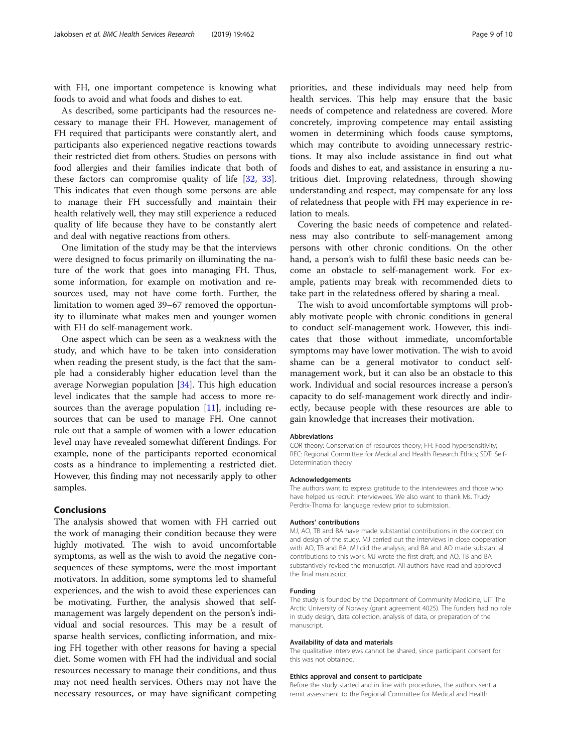with FH, one important competence is knowing what foods to avoid and what foods and dishes to eat.

As described, some participants had the resources necessary to manage their FH. However, management of FH required that participants were constantly alert, and participants also experienced negative reactions towards their restricted diet from others. Studies on persons with food allergies and their families indicate that both of these factors can compromise quality of life [32, 33]. This indicates that even though some persons are able to manage their FH successfully and maintain their health relatively well, they may still experience a reduced quality of life because they have to be constantly alert and deal with negative reactions from others.

One limitation of the study may be that the interviews were designed to focus primarily on illuminating the nature of the work that goes into managing FH. Thus, some information, for example on motivation and resources used, may not have come forth. Further, the limitation to women aged 39–67 removed the opportunity to illuminate what makes men and younger women with FH do self-management work.

One aspect which can be seen as a weakness with the study, and which have to be taken into consideration when reading the present study, is the fact that the sample had a considerably higher education level than the average Norwegian population [34]. This high education level indicates that the sample had access to more resources than the average population [11], including resources that can be used to manage FH. One cannot rule out that a sample of women with a lower education level may have revealed somewhat different findings. For example, none of the participants reported economical costs as a hindrance to implementing a restricted diet. However, this finding may not necessarily apply to other samples.

## Conclusions

The analysis showed that women with FH carried out the work of managing their condition because they were highly motivated. The wish to avoid uncomfortable symptoms, as well as the wish to avoid the negative consequences of these symptoms, were the most important motivators. In addition, some symptoms led to shameful experiences, and the wish to avoid these experiences can be motivating. Further, the analysis showed that self-management was largely dependent on the person's individual and social resources. This may be a result of sparse health services, conflicting information, and mixing FH together with other reasons for having a special diet. Some women with FH had the individual and social resources necessary to manage their conditions, and thus may not need health services. Others may not have the necessary resources, or may have significant competing priorities, and these individuals may need help from health services. This help may ensure that the basic needs of competence and relatedness are covered. More concretely, improving competence may entail assisting women in determining which foods cause symptoms, which may contribute to avoiding unnecessary restrictions. It may also include assistance in find out what foods and dishes to eat, and assistance in ensuring a nutritious diet. Improving relatedness, through showing understanding and respect, may compensate for any loss of relatedness that people with FH may experience in relation to meals.

Covering the basic needs of competence and relatedness may also contribute to self-management among persons with other chronic conditions. On the other hand, a person's wish to fulfil these basic needs can become an obstacle to self-management work. For example, patients may break with recommended diets to take part in the relatedness offered by sharing a meal.

The wish to avoid uncomfortable symptoms will probably motivate people with chronic conditions in general to conduct self-management work. However, this indicates that those without immediate, uncomfortable symptoms may have lower motivation. The wish to avoid shame can be a general motivator to conduct self-management work, but it can also be an obstacle to this work. Individual and social resources increase a person's capacity to do self-management work directly and indirectly, because people with these resources are able to gain knowledge that increases their motivation.

#### Abbreviations

COR theory: Conservation of resources theory; FH: Food hypersensitivity; REC: Regional Committee for Medical and Health Research Ethics; SDT: Self-Determination theory

#### Acknowledgements

The authors want to express gratitude to the interviewees and those who have helped us recruit interviewees. We also want to thank Ms. Trudy Perdrix-Thoma for language review prior to submission.

#### Authors' contributions

MJ, AO, TB and BA have made substantial contributions in the conception and design of the study. MJ carried out the interviews in close cooperation with AO, TB and BA. MJ did the analysis, and BA and AO made substantial contributions to this work. MJ wrote the first draft, and AO, TB and BA substantively revised the manuscript. All authors have read and approved the final manuscript.

#### Funding

The study is founded by the Department of Community Medicine, UiT The Arctic University of Norway (grant agreement 4025). The funders had no role in study design, data collection, analysis of data, or preparation of the manuscript.

#### Availability of data and materials

The qualitative interviews cannot be shared, since participant consent for this was not obtained.

#### Ethics approval and consent to participate

Before the study started and in line with procedures, the authors sent a remit assessment to the Regional Committee for Medical and Health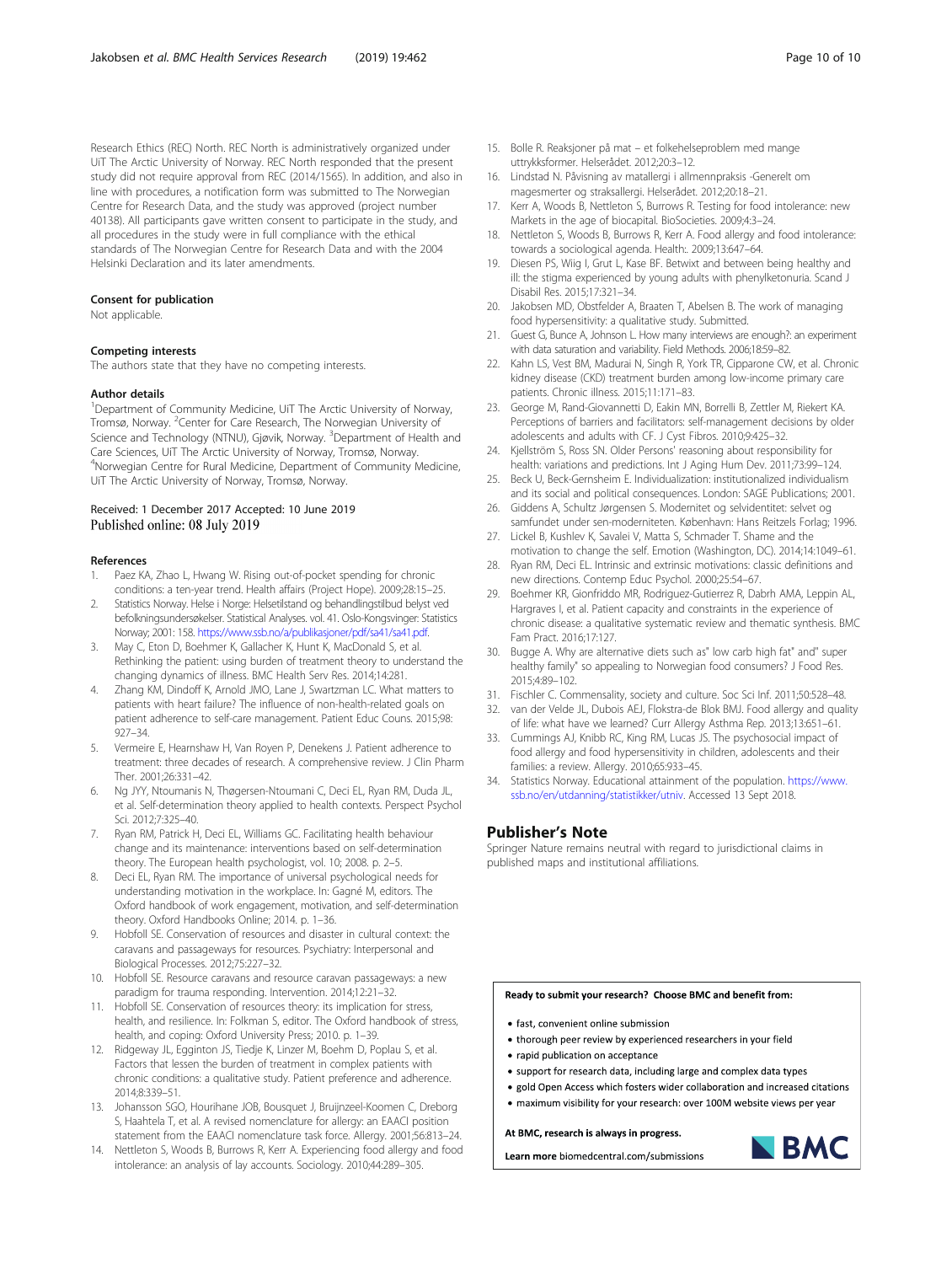Research Ethics (REC) North. REC North is administratively organized under UiT The Arctic University of Norway. REC North responded that the present study did not require approval from REC (2014/1565). In addition, and also in line with procedures, a notification form was submitted to The Norwegian Centre for Research Data, and the study was approved (project number 40138). All participants gave written consent to participate in the study, and all procedures in the study were in full compliance with the ethical standards of The Norwegian Centre for Research Data and with the 2004 Helsinki Declaration and its later amendments.

### Consent for publication

Not applicable.

### Competing interests

The authors state that they have no competing interests.

### Author details

[1]Department of Community Medicine, UiT The Arctic University of Norway, Tromsø, Norway. [2]Center for Care Research, The Norwegian University of Science and Technology (NTNU), Gjøvik, Norway. [3]Department of Health and Care Sciences, UiT The Arctic University of Norway, Tromsø, Norway. [4]Norwegian Centre for Rural Medicine, Department of Community Medicine, UiT The Arctic University of Norway, Tromsø, Norway.

Received: 1 December 2017 Accepted: 10 June 2019
Published online: 08 July 2019

### References

1. Paez KA, Zhao L, Hwang W. Rising out-of-pocket spending for chronic conditions: a ten-year trend. Health affairs (Project Hope). 2009;28:15–25.
2. Statistics Norway. Helse i Norge: Helsetilstand og behandlingstilbud belyst ved befolkningsundersøkelser. Statistical Analyses. vol. 41. Oslo-Kongsvinger: Statistics Norway; 2001: 158. https://www.ssb.no/a/publikasjoner/pdf/sa41/sa41.pdf.
3. May C, Eton D, Boehmer K, Gallacher K, Hunt K, MacDonald S, et al. Rethinking the patient: using burden of treatment theory to understand the changing dynamics of illness. BMC Health Serv Res. 2014;14:281.
4. Zhang KM, Dindoff K, Arnold JMO, Lane J, Swartzman LC. What matters to patients with heart failure? The influence of non-health-related goals on patient adherence to self-care management. Patient Educ Couns. 2015;98: 927–34.
5. Vermeire E, Hearnshaw H, Van Royen P, Denekens J. Patient adherence to treatment: three decades of research. A comprehensive review. J Clin Pharm Ther. 2001;26:331–42.
6. Ng JYY, Ntoumanis N, Thøgersen-Ntoumani C, Deci EL, Ryan RM, Duda JL, et al. Self-determination theory applied to health contexts. Perspect Psychol Sci. 2012;7:325–40.
7. Ryan RM, Patrick H, Deci EL, Williams GC. Facilitating health behaviour change and its maintenance: interventions based on self-determination theory. The European health psychologist, vol. 10; 2008. p. 2–5.
8. Deci EL, Ryan RM. The importance of universal psychological needs for understanding motivation in the workplace. In: Gagné M, editors. The Oxford handbook of work engagement, motivation, and self-determination theory. Oxford Handbooks Online; 2014. p. 1–36.
9. Hobfoll SE. Conservation of resources and disaster in cultural context: the caravans and passageways for resources. Psychiatry: Interpersonal and Biological Processes. 2012;75:227–32.
10. Hobfoll SE. Resource caravans and resource caravan passageways: a new paradigm for trauma responding. Intervention. 2014;12:21–32.
11. Hobfoll SE. Conservation of resources theory: its implication for stress, health, and resilience. In: Folkman S, editor. The Oxford handbook of stress, health, and coping: Oxford University Press; 2010. p. 1–39.
12. Ridgeway JL, Egginton JS, Tiedje K, Linzer M, Boehm D, Poplau S, et al. Factors that lessen the burden of treatment in complex patients with chronic conditions: a qualitative study. Patient preference and adherence. 2014;8:339–51.
13. Johansson SGO, Hourihane JOB, Bousquet J, Bruijnzeel-Koomen C, Dreborg S, Haahtela T, et al. A revised nomenclature for allergy: an EAACI position statement from the EAACI nomenclature task force. Allergy. 2001;56:813–24.
14. Nettleton S, Woods B, Burrows R, Kerr A. Experiencing food allergy and food intolerance: an analysis of lay accounts. Sociology. 2010;44:289–305.
15. Bolle R. Reaksjoner på mat – et folkehelseproblem med mange uttrykksformer. Helserådet. 2012;20:3–12.
16. Lindstad N. Påvisning av matallergi i allmennpraksis -Generelt om magesmerter og straksallergi. Helserådet. 2012;20:18–21.
17. Kerr A, Woods B, Nettleton S, Burrows R. Testing for food intolerance: new Markets in the age of biocapital. BioSocieties. 2009;4:3–24.
18. Nettleton S, Woods B, Burrows R, Kerr A. Food allergy and food intolerance: towards a sociological agenda. Health:. 2009;13:647–64.
19. Diesen PS, Wiig I, Grut L, Kase BF. Betwixt and between being healthy and ill: the stigma experienced by young adults with phenylketonuria. Scand J Disabil Res. 2015;17:321–34.
20. Jakobsen MD, Obstfelder A, Braaten T, Abelsen B. The work of managing food hypersensitivity: a qualitative study. Submitted.
21. Guest G, Bunce A, Johnson L. How many interviews are enough?: an experiment with data saturation and variability. Field Methods. 2006;18:59–82.
22. Kahn LS, Vest BM, Madurai N, Singh R, York TR, Cipparone CW, et al. Chronic kidney disease (CKD) treatment burden among low-income primary care patients. Chronic illness. 2015;11:171–83.
23. George M, Rand-Giovannetti D, Eakin MN, Borrelli B, Zettler M, Riekert KA. Perceptions of barriers and facilitators: self-management decisions by older adolescents and adults with CF. J Cyst Fibros. 2010;9:425–32.
24. Kjellström S, Ross SN. Older Persons' reasoning about responsibility for health: variations and predictions. Int J Aging Hum Dev. 2011;73:99–124.
25. Beck U, Beck-Gernsheim E. Individualization: institutionalized individualism and its social and political consequences. London: SAGE Publications; 2001.
26. Giddens A, Schultz Jørgensen S. Modernitet og selvidentitet: selvet og samfundet under sen-moderniteten. København: Hans Reitzels Forlag; 1996.
27. Lickel B, Kushlev K, Savalei V, Matta S, Schmader T. Shame and the motivation to change the self. Emotion (Washington, DC). 2014;14:1049–61.
28. Ryan RM, Deci EL. Intrinsic and extrinsic motivations: classic definitions and new directions. Contemp Educ Psychol. 2000;25:54–67.
29. Boehmer KR, Gionfriddo MR, Rodriguez-Gutierrez R, Dabrh AMA, Leppin AL, Hargraves I, et al. Patient capacity and constraints in the experience of chronic disease: a qualitative systematic review and thematic synthesis. BMC Fam Pract. 2016;17:127.
30. Bugge A. Why are alternative diets such as" low carb high fat" and" super healthy family" so appealing to Norwegian food consumers? J Food Res. 2015;4:89–102.
31. Fischler C. Commensality, society and culture. Soc Sci Inf. 2011;50:528–48.
32. van der Velde JL, Dubois AEJ, Flokstra-de Blok BMJ. Food allergy and quality of life: what have we learned? Curr Allergy Asthma Rep. 2013;13:651–61.
33. Cummings AJ, Knibb RC, King RM, Lucas JS. The psychosocial impact of food allergy and food hypersensitivity in children, adolescents and their families: a review. Allergy. 2010;65:933–45.
34. Statistics Norway. Educational attainment of the population. https://www.ssb.no/en/utdanning/statistikker/utniv. Accessed 13 Sept 2018.

## Publisher's Note

Springer Nature remains neutral with regard to jurisdictional claims in published maps and institutional affiliations.

**Ready to submit your research? Choose BMC and benefit from:**

- fast, convenient online submission
- thorough peer review by experienced researchers in your field
- rapid publication on acceptance
- support for research data, including large and complex data types
- gold Open Access which fosters wider collaboration and increased citations
- maximum visibility for your research: over 100M website views per year

**At BMC, research is always in progress.**

**Learn more** biomedcentral.com/submissions

BMC